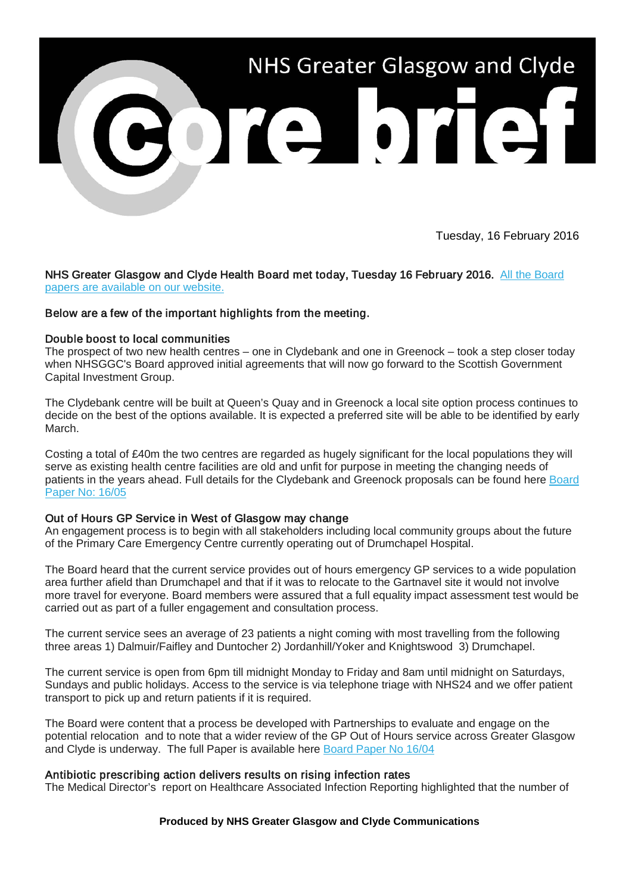# NHS Greater Glasgow and Clyde Core brief

Tuesday, 16 February 2016

NHS Greater Glasgow and Clyde Health Board met today, Tuesday 16 February 2016. [All the Board papers are available on our website.]

Below are a few of the important highlights from the meeting.

## Double boost to local communities

The prospect of two new health centres – one in Clydebank and one in Greenock – took a step closer today when NHSGGC's Board approved initial agreements that will now go forward to the Scottish Government Capital Investment Group.

The Clydebank centre will be built at Queen's Quay and in Greenock a local site option process continues to decide on the best of the options available. It is expected a preferred site will be able to be identified by early March.

Costing a total of £40m the two centres are regarded as hugely significant for the local populations they will serve as existing health centre facilities are old and unfit for purpose in meeting the changing needs of patients in the years ahead. Full details for the Clydebank and Greenock proposals can be found here [Board Paper No: 16/05]

## Out of Hours GP Service in West of Glasgow may change

An engagement process is to begin with all stakeholders including local community groups about the future of the Primary Care Emergency Centre currently operating out of Drumchapel Hospital.

The Board heard that the current service provides out of hours emergency GP services to a wide population area further afield than Drumchapel and that if it was to relocate to the Gartnavel site it would not involve more travel for everyone. Board members were assured that a full equality impact assessment test would be carried out as part of a fuller engagement and consultation process.

The current service sees an average of 23 patients a night coming with most travelling from the following three areas 1) Dalmuir/Faifley and Duntocher 2) Jordanhill/Yoker and Knightswood 3) Drumchapel.

The current service is open from 6pm till midnight Monday to Friday and 8am until midnight on Saturdays, Sundays and public holidays. Access to the service is via telephone triage with NHS24 and we offer patient transport to pick up and return patients if it is required.

The Board were content that a process be developed with Partnerships to evaluate and engage on the potential relocation and to note that a wider review of the GP Out of Hours service across Greater Glasgow and Clyde is underway. The full Paper is available here [Board Paper No 16/04]

## Antibiotic prescribing action delivers results on rising infection rates

The Medical Director's report on Healthcare Associated Infection Reporting highlighted that the number of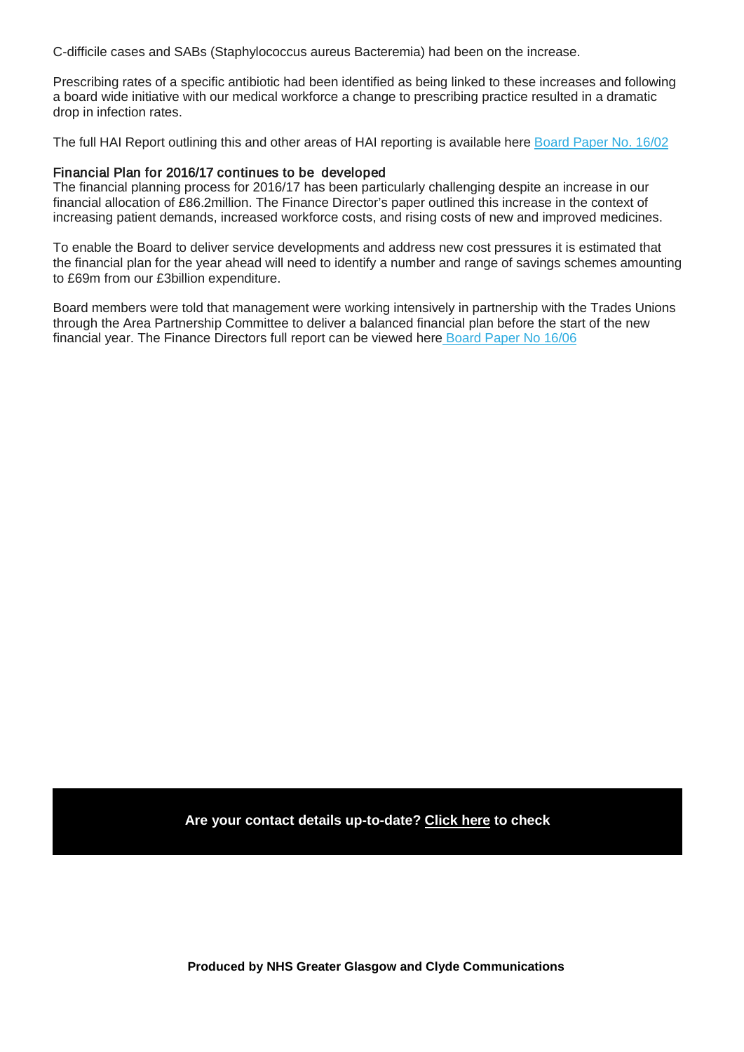C-difficile cases and SABs (Staphylococcus aureus Bacteremia) had been on the increase.

Prescribing rates of a specific antibiotic had been identified as being linked to these increases and following a board wide initiative with our medical workforce a change to prescribing practice resulted in a dramatic drop in infection rates.

The full HAI Report outlining this and other areas of HAI reporting is available here [Board Paper No. 16/02]

### Financial Plan for 2016/17 continues to be developed

The financial planning process for 2016/17 has been particularly challenging despite an increase in our financial allocation of £86.2million. The Finance Director's paper outlined this increase in the context of increasing patient demands, increased workforce costs, and rising costs of new and improved medicines.

To enable the Board to deliver service developments and address new cost pressures it is estimated that the financial plan for the year ahead will need to identify a number and range of savings schemes amounting to £69m from our £3billion expenditure.

Board members were told that management were working intensively in partnership with the Trades Unions through the Area Partnership Committee to deliver a balanced financial plan before the start of the new financial year. The Finance Directors full report can be viewed here [Board Paper No 16/06]

**Are your contact details up-to-date? Click here to check**

**Produced by NHS Greater Glasgow and Clyde Communications**